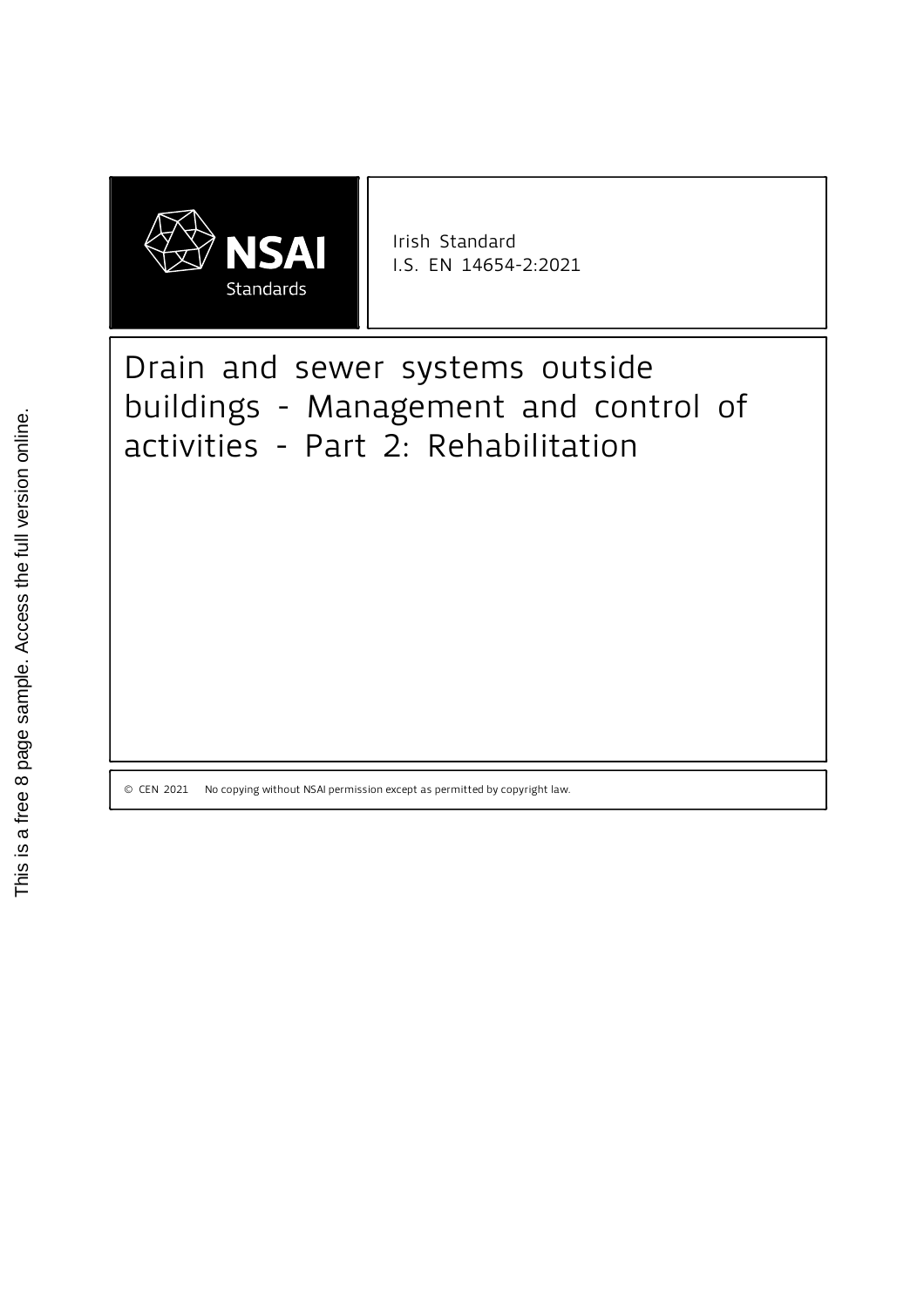NSAI Standards

Irish Standard
I.S. EN 14654-2:2021

# Drain and sewer systems outside buildings - Management and control of activities - Part 2: Rehabilitation

© CEN 2021 No copying without NSAI permission except as permitted by copyright law.

This is a free 8 page sample. Access the full version online.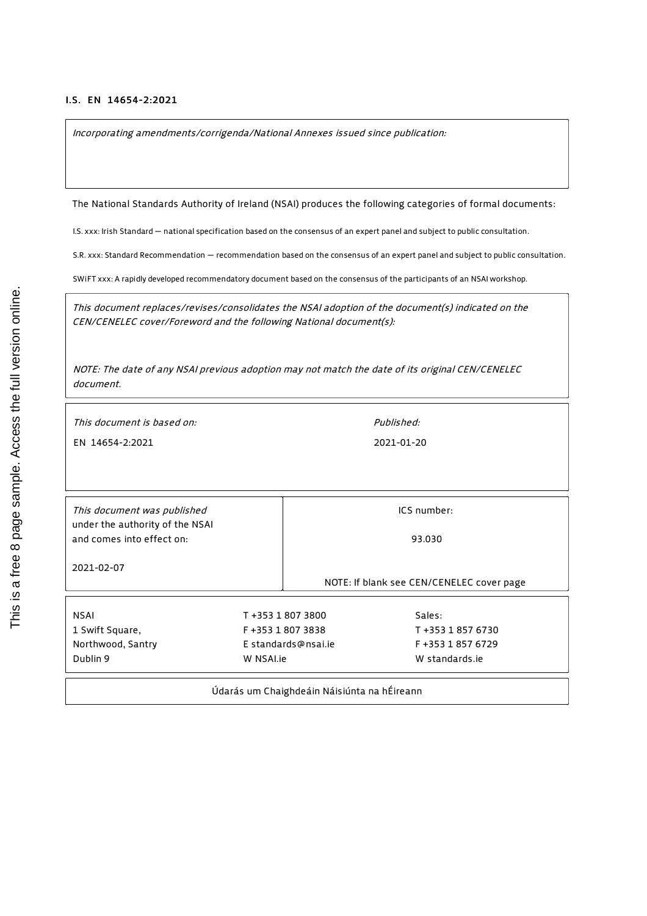**I.S. EN 14654-2:2021**

*Incorporating amendments/corrigenda/National Annexes issued since publication:*

The National Standards Authority of Ireland (NSAI) produces the following categories of formal documents:

I.S. xxx: Irish Standard — national specification based on the consensus of an expert panel and subject to public consultation.

S.R. xxx: Standard Recommendation — recommendation based on the consensus of an expert panel and subject to public consultation.

SWiFT xxx: A rapidly developed recommendatory document based on the consensus of the participants of an NSAI workshop.

*This document replaces/revises/consolidates the NSAI adoption of the document(s) indicated on the CEN/CENELEC cover/Foreword and the following National document(s):*

*NOTE: The date of any NSAI previous adoption may not match the date of its original CEN/CENELEC document.*

| *This document is based on:* | *Published:* |
| --- | --- |
| EN 14654-2:2021 | 2021-01-20 |

| *This document was published* under the authority of the NSAI and comes into effect on: | ICS number: |
| --- | --- |
| 2021-02-07 | 93.030 |
| | NOTE: If blank see CEN/CENELEC cover page |

| | | |
| --- | --- | --- |
| NSAI | T +353 1 807 3800 | Sales: |
| 1 Swift Square, | F +353 1 807 3838 | T +353 1 857 6730 |
| Northwood, Santry | E standards@nsai.ie | F +353 1 857 6729 |
| Dublin 9 | W NSAI.ie | W standards.ie |

Údarás um Chaighdeáin Náisiúnta na hÉireann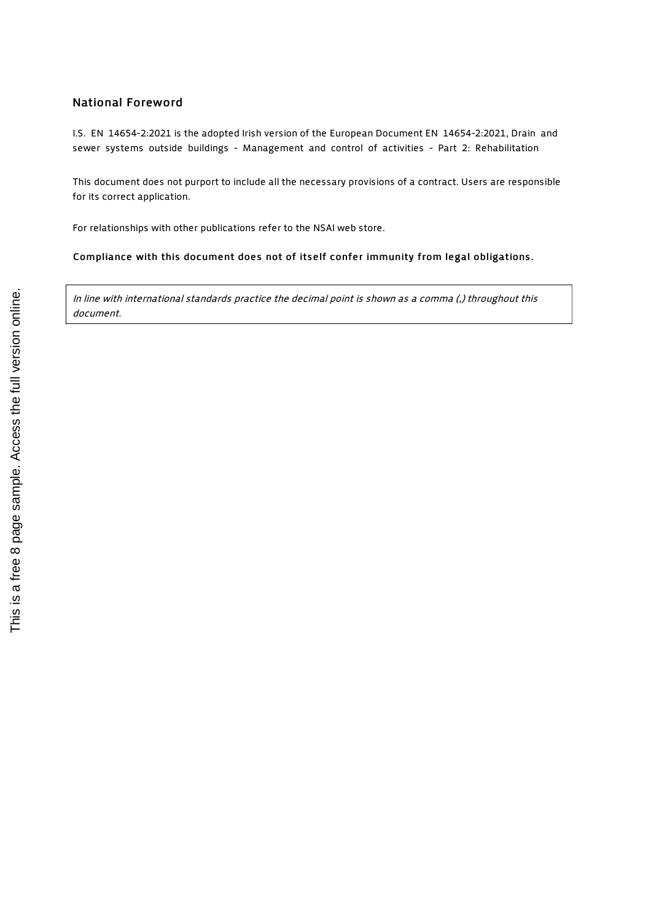## National Foreword

I.S. EN 14654-2:2021 is the adopted Irish version of the European Document EN 14654-2:2021, Drain and sewer systems outside buildings - Management and control of activities - Part 2: Rehabilitation

This document does not purport to include all the necessary provisions of a contract. Users are responsible for its correct application.

For relationships with other publications refer to the NSAI web store.

**Compliance with this document does not of itself confer immunity from legal obligations.**

*In line with international standards practice the decimal point is shown as a comma (,) throughout this document.*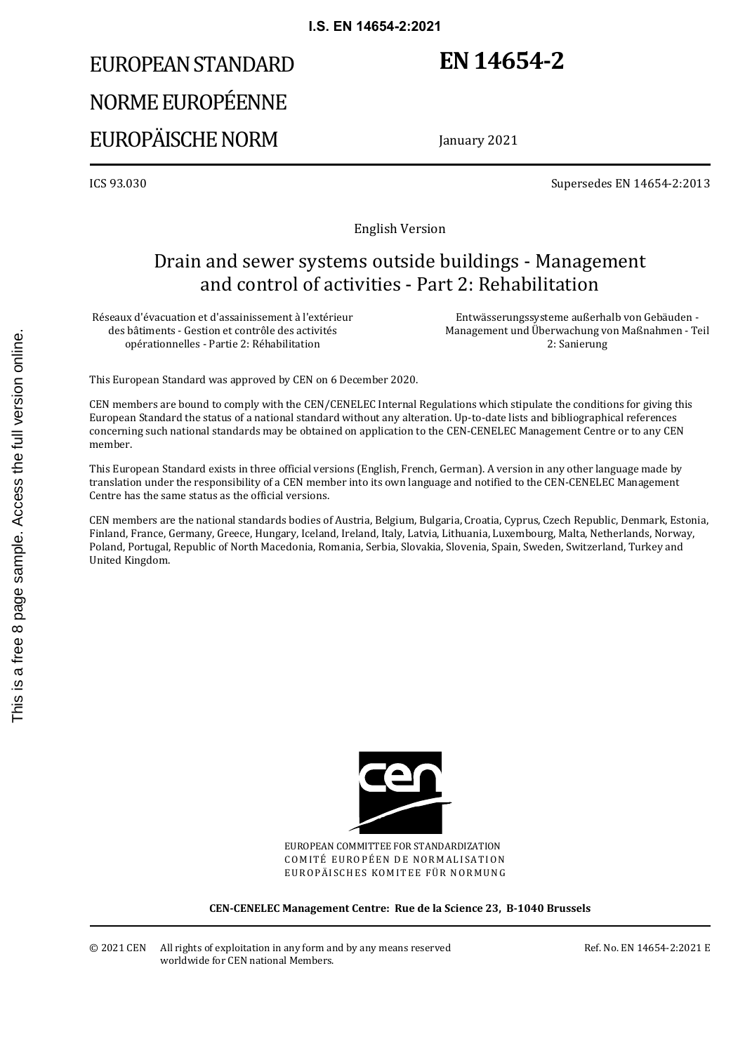# EUROPEAN STANDARD

# NORME EUROPÉENNE

# EUROPÄISCHE NORM

# EN 14654-2

January 2021

ICS 93.030

Supersedes EN 14654-2:2013

English Version

## Drain and sewer systems outside buildings - Management and control of activities - Part 2: Rehabilitation

Réseaux d'évacuation et d'assainissement à l'extérieur des bâtiments - Gestion et contrôle des activités opérationnelles - Partie 2: Réhabilitation

Entwässerungssysteme außerhalb von Gebäuden - Management und Überwachung von Maßnahmen - Teil 2: Sanierung

This European Standard was approved by CEN on 6 December 2020.

CEN members are bound to comply with the CEN/CENELEC Internal Regulations which stipulate the conditions for giving this European Standard the status of a national standard without any alteration. Up-to-date lists and bibliographical references concerning such national standards may be obtained on application to the CEN-CENELEC Management Centre or to any CEN member.

This European Standard exists in three official versions (English, French, German). A version in any other language made by translation under the responsibility of a CEN member into its own language and notified to the CEN-CENELEC Management Centre has the same status as the official versions.

CEN members are the national standards bodies of Austria, Belgium, Bulgaria, Croatia, Cyprus, Czech Republic, Denmark, Estonia, Finland, France, Germany, Greece, Hungary, Iceland, Ireland, Italy, Latvia, Lithuania, Luxembourg, Malta, Netherlands, Norway, Poland, Portugal, Republic of North Macedonia, Romania, Serbia, Slovakia, Slovenia, Spain, Sweden, Switzerland, Turkey and United Kingdom.

EUROPEAN COMMITTEE FOR STANDARDIZATION
COMITÉ EUROPÉEN DE NORMALISATION
EUROPÄISCHES KOMITEE FÜR NORMUNG

**CEN-CENELEC Management Centre: Rue de la Science 23, B-1040 Brussels**

© 2021 CEN All rights of exploitation in any form and by any means reserved worldwide for CEN national Members.

Ref. No. EN 14654-2:2021 E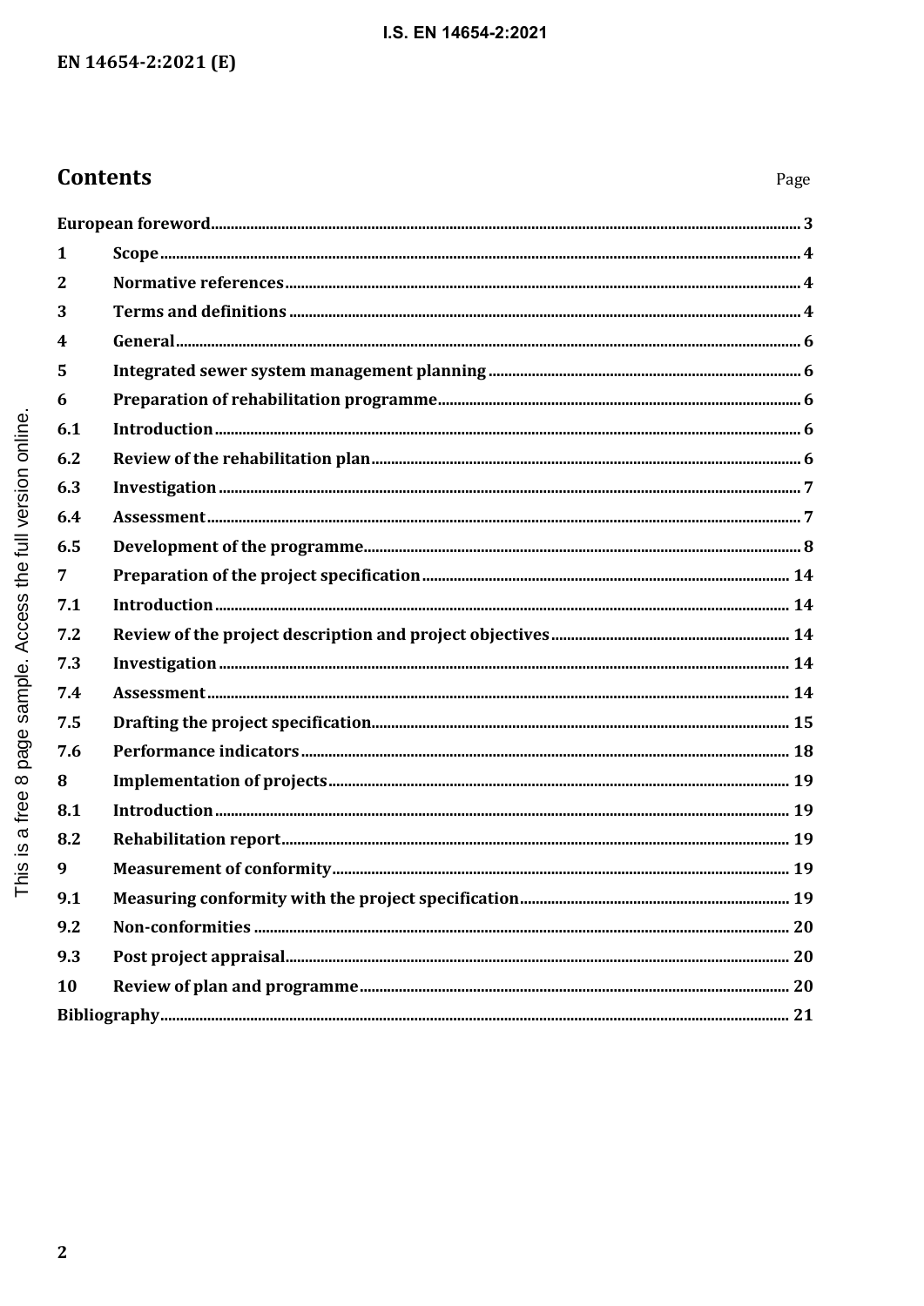# Contents

Page

| | | |
|---|---|---|
| European foreword | | 3 |
| 1 | Scope | 4 |
| 2 | Normative references | 4 |
| 3 | Terms and definitions | 4 |
| 4 | General | 6 |
| 5 | Integrated sewer system management planning | 6 |
| 6 | Preparation of rehabilitation programme | 6 |
| 6.1 | Introduction | 6 |
| 6.2 | Review of the rehabilitation plan | 6 |
| 6.3 | Investigation | 7 |
| 6.4 | Assessment | 7 |
| 6.5 | Development of the programme | 8 |
| 7 | Preparation of the project specification | 14 |
| 7.1 | Introduction | 14 |
| 7.2 | Review of the project description and project objectives | 14 |
| 7.3 | Investigation | 14 |
| 7.4 | Assessment | 14 |
| 7.5 | Drafting the project specification | 15 |
| 7.6 | Performance indicators | 18 |
| 8 | Implementation of projects | 19 |
| 8.1 | Introduction | 19 |
| 8.2 | Rehabilitation report | 19 |
| 9 | Measurement of conformity | 19 |
| 9.1 | Measuring conformity with the project specification | 19 |
| 9.2 | Non-conformities | 20 |
| 9.3 | Post project appraisal | 20 |
| 10 | Review of plan and programme | 20 |
| Bibliography | | 21 |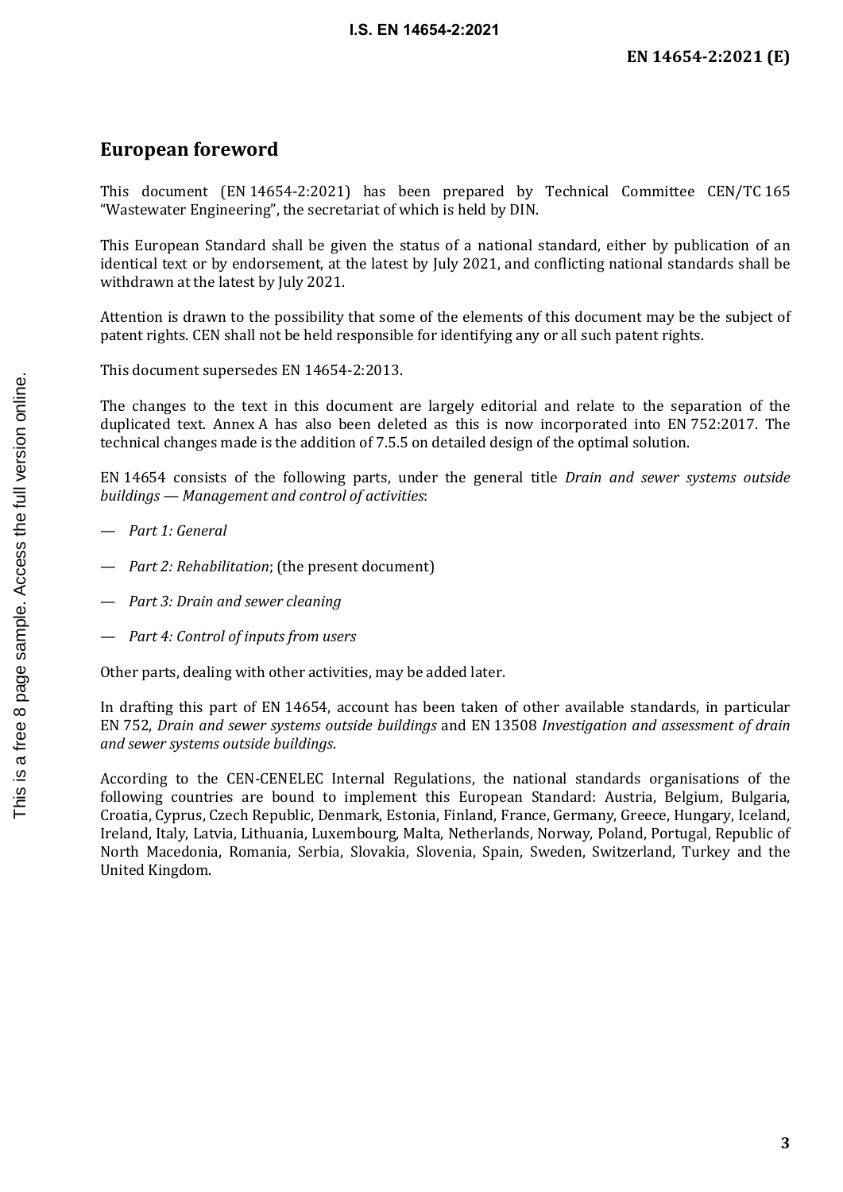## European foreword

This document (EN 14654-2:2021) has been prepared by Technical Committee CEN/TC 165 "Wastewater Engineering", the secretariat of which is held by DIN.

This European Standard shall be given the status of a national standard, either by publication of an identical text or by endorsement, at the latest by July 2021, and conflicting national standards shall be withdrawn at the latest by July 2021.

Attention is drawn to the possibility that some of the elements of this document may be the subject of patent rights. CEN shall not be held responsible for identifying any or all such patent rights.

This document supersedes EN 14654-2:2013.

The changes to the text in this document are largely editorial and relate to the separation of the duplicated text. Annex A has also been deleted as this is now incorporated into EN 752:2017. The technical changes made is the addition of 7.5.5 on detailed design of the optimal solution.

EN 14654 consists of the following parts, under the general title *Drain and sewer systems outside buildings — Management and control of activities*:

- *Part 1: General*
- *Part 2: Rehabilitation*; (the present document)
- *Part 3: Drain and sewer cleaning*
- *Part 4: Control of inputs from users*

Other parts, dealing with other activities, may be added later.

In drafting this part of EN 14654, account has been taken of other available standards, in particular EN 752, *Drain and sewer systems outside buildings* and EN 13508 *Investigation and assessment of drain and sewer systems outside buildings*.

According to the CEN-CENELEC Internal Regulations, the national standards organisations of the following countries are bound to implement this European Standard: Austria, Belgium, Bulgaria, Croatia, Cyprus, Czech Republic, Denmark, Estonia, Finland, France, Germany, Greece, Hungary, Iceland, Ireland, Italy, Latvia, Lithuania, Luxembourg, Malta, Netherlands, Norway, Poland, Portugal, Republic of North Macedonia, Romania, Serbia, Slovakia, Slovenia, Spain, Sweden, Switzerland, Turkey and the United Kingdom.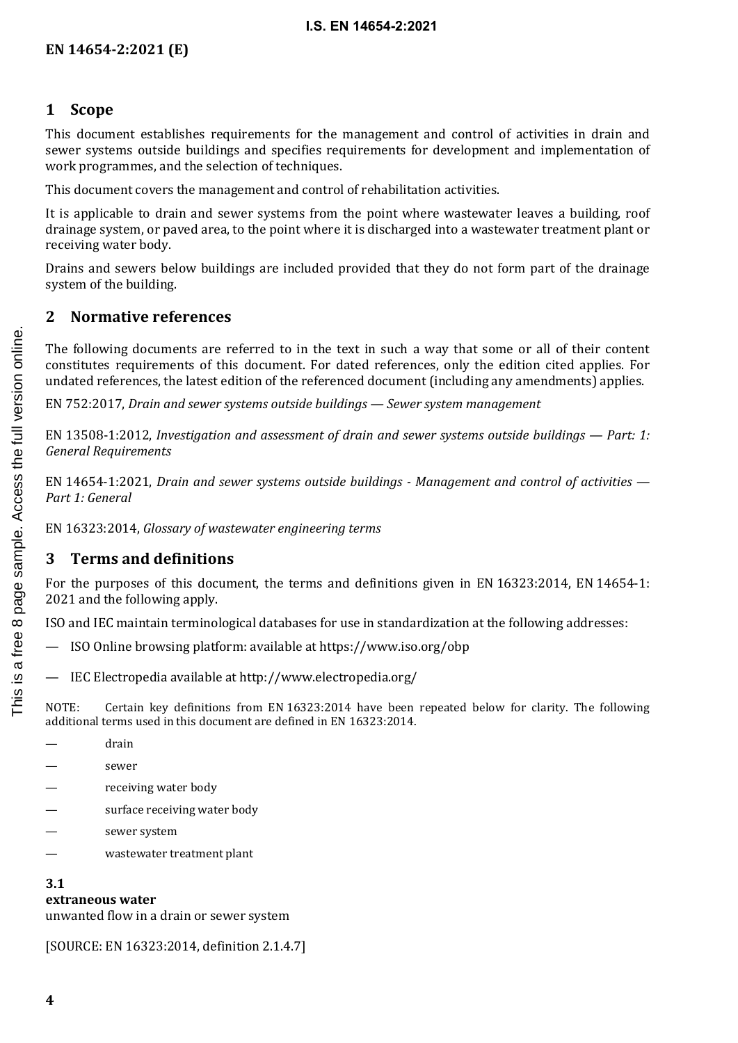## 1 Scope

This document establishes requirements for the management and control of activities in drain and sewer systems outside buildings and specifies requirements for development and implementation of work programmes, and the selection of techniques.

This document covers the management and control of rehabilitation activities.

It is applicable to drain and sewer systems from the point where wastewater leaves a building, roof drainage system, or paved area, to the point where it is discharged into a wastewater treatment plant or receiving water body.

Drains and sewers below buildings are included provided that they do not form part of the drainage system of the building.

## 2 Normative references

The following documents are referred to in the text in such a way that some or all of their content constitutes requirements of this document. For dated references, only the edition cited applies. For undated references, the latest edition of the referenced document (including any amendments) applies.

EN 752:2017, *Drain and sewer systems outside buildings — Sewer system management*

EN 13508-1:2012, *Investigation and assessment of drain and sewer systems outside buildings — Part: 1: General Requirements*

EN 14654-1:2021, *Drain and sewer systems outside buildings - Management and control of activities — Part 1: General*

EN 16323:2014, *Glossary of wastewater engineering terms*

## 3 Terms and definitions

For the purposes of this document, the terms and definitions given in EN 16323:2014, EN 14654-1: 2021 and the following apply.

ISO and IEC maintain terminological databases for use in standardization at the following addresses:

— ISO Online browsing platform: available at https://www.iso.org/obp

— IEC Electropedia available at http://www.electropedia.org/

NOTE: Certain key definitions from EN 16323:2014 have been repeated below for clarity. The following additional terms used in this document are defined in EN 16323:2014.

— drain

— sewer

— receiving water body

— surface receiving water body

— sewer system

— wastewater treatment plant

**3.1**
**extraneous water**
unwanted flow in a drain or sewer system

[SOURCE: EN 16323:2014, definition 2.1.4.7]